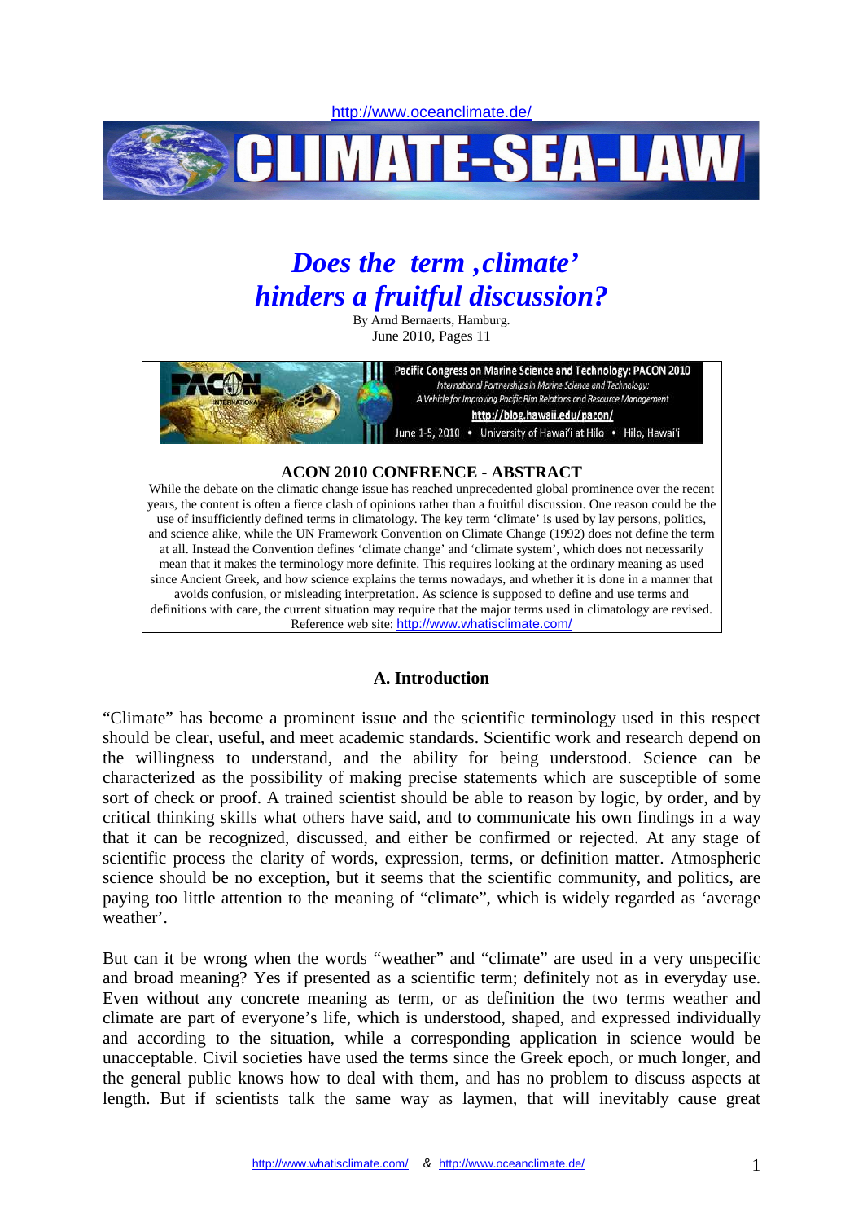http://www.oceanclimate.de/

# CLIMATE-SEA-LAW

# *Does the term ‚climate' hinders a fruitful discussion?*

By Arnd Bernaerts, Hamburg.
June 2010, Pages 11

Pacific Congress on Marine Science and Technology: PACON 2010
*International Partnerships in Marine Science and Technology: A Vehicle for Improving Pacific Rim Relations and Resource Management*
http://blog.hawaii.edu/pacon/
June 1-5, 2010 • University of Hawai'i at Hilo • Hilo, Hawai'i

**ACON 2010 CONFRENCE - ABSTRACT**

While the debate on the climatic change issue has reached unprecedented global prominence over the recent years, the content is often a fierce clash of opinions rather than a fruitful discussion. One reason could be the use of insufficiently defined terms in climatology. The key term 'climate' is used by lay persons, politics, and science alike, while the UN Framework Convention on Climate Change (1992) does not define the term at all. Instead the Convention defines 'climate change' and 'climate system', which does not necessarily mean that it makes the terminology more definite. This requires looking at the ordinary meaning as used since Ancient Greek, and how science explains the terms nowadays, and whether it is done in a manner that avoids confusion, or misleading interpretation. As science is supposed to define and use terms and definitions with care, the current situation may require that the major terms used in climatology are revised. Reference web site: http://www.whatisclimate.com/

## A. Introduction

"Climate" has become a prominent issue and the scientific terminology used in this respect should be clear, useful, and meet academic standards. Scientific work and research depend on the willingness to understand, and the ability for being understood. Science can be characterized as the possibility of making precise statements which are susceptible of some sort of check or proof. A trained scientist should be able to reason by logic, by order, and by critical thinking skills what others have said, and to communicate his own findings in a way that it can be recognized, discussed, and either be confirmed or rejected. At any stage of scientific process the clarity of words, expression, terms, or definition matter. Atmospheric science should be no exception, but it seems that the scientific community, and politics, are paying too little attention to the meaning of "climate", which is widely regarded as 'average weather'.

But can it be wrong when the words "weather" and "climate" are used in a very unspecific and broad meaning? Yes if presented as a scientific term; definitely not as in everyday use. Even without any concrete meaning as term, or as definition the two terms weather and climate are part of everyone's life, which is understood, shaped, and expressed individually and according to the situation, while a corresponding application in science would be unacceptable. Civil societies have used the terms since the Greek epoch, or much longer, and the general public knows how to deal with them, and has no problem to discuss aspects at length. But if scientists talk the same way as laymen, that will inevitably cause great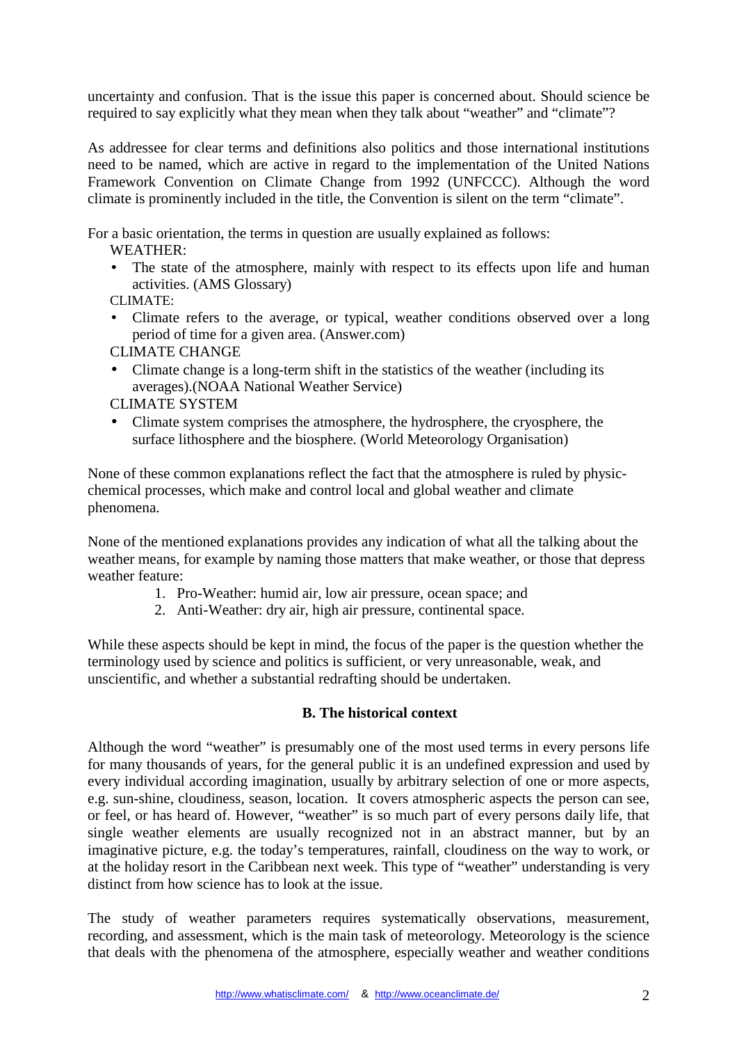uncertainty and confusion. That is the issue this paper is concerned about. Should science be required to say explicitly what they mean when they talk about "weather" and "climate"?

As addressee for clear terms and definitions also politics and those international institutions need to be named, which are active in regard to the implementation of the United Nations Framework Convention on Climate Change from 1992 (UNFCCC). Although the word climate is prominently included in the title, the Convention is silent on the term "climate".

For a basic orientation, the terms in question are usually explained as follows:

WEATHER:

- The state of the atmosphere, mainly with respect to its effects upon life and human activities. (AMS Glossary)

CLIMATE:

- Climate refers to the average, or typical, weather conditions observed over a long period of time for a given area. (Answer.com)

CLIMATE CHANGE

- Climate change is a long-term shift in the statistics of the weather (including its averages).(NOAA National Weather Service)

CLIMATE SYSTEM

- Climate system comprises the atmosphere, the hydrosphere, the cryosphere, the surface lithosphere and the biosphere. (World Meteorology Organisation)

None of these common explanations reflect the fact that the atmosphere is ruled by physic-chemical processes, which make and control local and global weather and climate phenomena.

None of the mentioned explanations provides any indication of what all the talking about the weather means, for example by naming those matters that make weather, or those that depress weather feature:

1. Pro-Weather: humid air, low air pressure, ocean space; and
2. Anti-Weather: dry air, high air pressure, continental space.

While these aspects should be kept in mind, the focus of the paper is the question whether the terminology used by science and politics is sufficient, or very unreasonable, weak, and unscientific, and whether a substantial redrafting should be undertaken.

## B. The historical context

Although the word "weather" is presumably one of the most used terms in every persons life for many thousands of years, for the general public it is an undefined expression and used by every individual according imagination, usually by arbitrary selection of one or more aspects, e.g. sun-shine, cloudiness, season, location. It covers atmospheric aspects the person can see, or feel, or has heard of. However, "weather" is so much part of every persons daily life, that single weather elements are usually recognized not in an abstract manner, but by an imaginative picture, e.g. the today's temperatures, rainfall, cloudiness on the way to work, or at the holiday resort in the Caribbean next week. This type of "weather" understanding is very distinct from how science has to look at the issue.

The study of weather parameters requires systematically observations, measurement, recording, and assessment, which is the main task of meteorology. Meteorology is the science that deals with the phenomena of the atmosphere, especially weather and weather conditions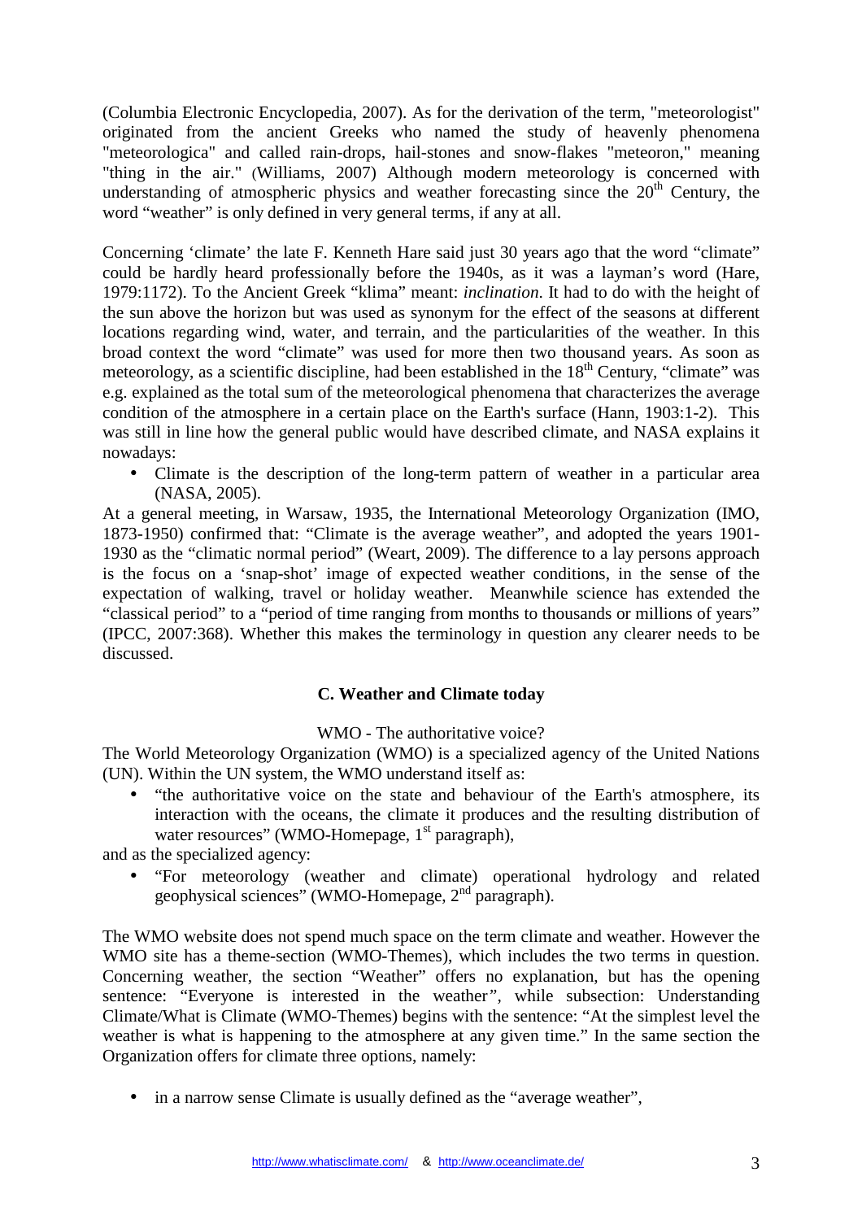(Columbia Electronic Encyclopedia, 2007). As for the derivation of the term, "meteorologist" originated from the ancient Greeks who named the study of heavenly phenomena "meteorologica" and called rain-drops, hail-stones and snow-flakes "meteoron," meaning "thing in the air." (Williams, 2007) Although modern meteorology is concerned with understanding of atmospheric physics and weather forecasting since the 20th Century, the word "weather" is only defined in very general terms, if any at all.

Concerning 'climate' the late F. Kenneth Hare said just 30 years ago that the word "climate" could be hardly heard professionally before the 1940s, as it was a layman's word (Hare, 1979:1172). To the Ancient Greek "klima" meant: *inclination*. It had to do with the height of the sun above the horizon but was used as synonym for the effect of the seasons at different locations regarding wind, water, and terrain, and the particularities of the weather. In this broad context the word "climate" was used for more then two thousand years. As soon as meteorology, as a scientific discipline, had been established in the 18th Century, "climate" was e.g. explained as the total sum of the meteorological phenomena that characterizes the average condition of the atmosphere in a certain place on the Earth's surface (Hann, 1903:1-2). This was still in line how the general public would have described climate, and NASA explains it nowadays:

- Climate is the description of the long-term pattern of weather in a particular area (NASA, 2005).

At a general meeting, in Warsaw, 1935, the International Meteorology Organization (IMO, 1873-1950) confirmed that: "Climate is the average weather", and adopted the years 1901-1930 as the "climatic normal period" (Weart, 2009). The difference to a lay persons approach is the focus on a 'snap-shot' image of expected weather conditions, in the sense of the expectation of walking, travel or holiday weather. Meanwhile science has extended the "classical period" to a "period of time ranging from months to thousands or millions of years" (IPCC, 2007:368). Whether this makes the terminology in question any clearer needs to be discussed.

## C. Weather and Climate today

### WMO - The authoritative voice?

The World Meteorology Organization (WMO) is a specialized agency of the United Nations (UN). Within the UN system, the WMO understand itself as:

- "the authoritative voice on the state and behaviour of the Earth's atmosphere, its interaction with the oceans, the climate it produces and the resulting distribution of water resources" (WMO-Homepage, 1st paragraph),

and as the specialized agency:

- "For meteorology (weather and climate) operational hydrology and related geophysical sciences" (WMO-Homepage, 2nd paragraph).

The WMO website does not spend much space on the term climate and weather. However the WMO site has a theme-section (WMO-Themes), which includes the two terms in question. Concerning weather, the section "Weather" offers no explanation, but has the opening sentence: "Everyone is interested in the weather", while subsection: Understanding Climate/What is Climate (WMO-Themes) begins with the sentence: "At the simplest level the weather is what is happening to the atmosphere at any given time." In the same section the Organization offers for climate three options, namely:

- in a narrow sense Climate is usually defined as the "average weather",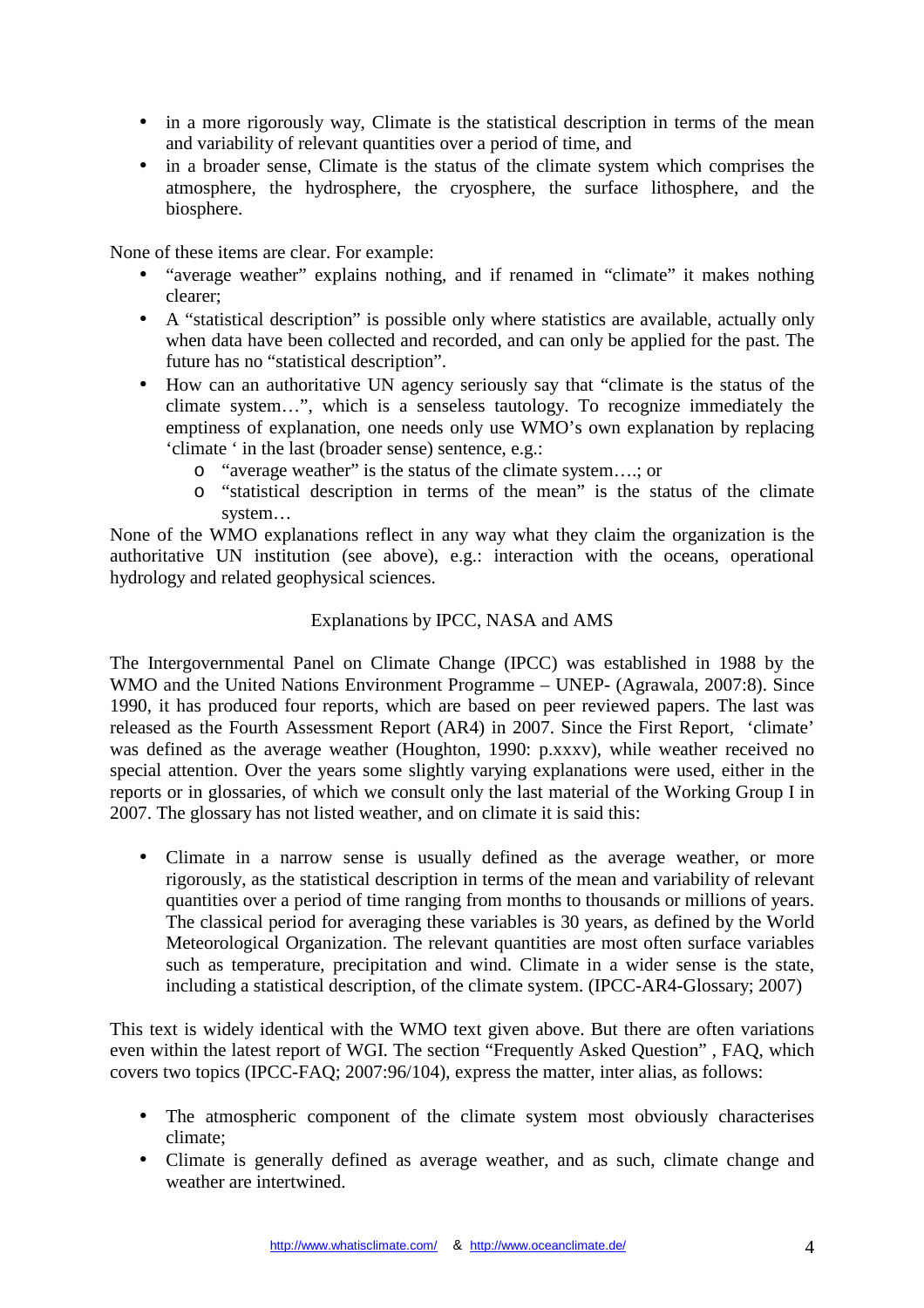- in a more rigorously way, Climate is the statistical description in terms of the mean and variability of relevant quantities over a period of time, and
- in a broader sense, Climate is the status of the climate system which comprises the atmosphere, the hydrosphere, the cryosphere, the surface lithosphere, and the biosphere.

None of these items are clear. For example:

- "average weather" explains nothing, and if renamed in "climate" it makes nothing clearer;
- A "statistical description" is possible only where statistics are available, actually only when data have been collected and recorded, and can only be applied for the past. The future has no "statistical description".
- How can an authoritative UN agency seriously say that "climate is the status of the climate system…", which is a senseless tautology. To recognize immediately the emptiness of explanation, one needs only use WMO's own explanation by replacing 'climate ' in the last (broader sense) sentence, e.g.:
  - "average weather" is the status of the climate system….; or
  - "statistical description in terms of the mean" is the status of the climate system…

None of the WMO explanations reflect in any way what they claim the organization is the authoritative UN institution (see above), e.g.: interaction with the oceans, operational hydrology and related geophysical sciences.

## Explanations by IPCC, NASA and AMS

The Intergovernmental Panel on Climate Change (IPCC) was established in 1988 by the WMO and the United Nations Environment Programme – UNEP- (Agrawala, 2007:8). Since 1990, it has produced four reports, which are based on peer reviewed papers. The last was released as the Fourth Assessment Report (AR4) in 2007. Since the First Report, 'climate' was defined as the average weather (Houghton, 1990: p.xxxv), while weather received no special attention. Over the years some slightly varying explanations were used, either in the reports or in glossaries, of which we consult only the last material of the Working Group I in 2007. The glossary has not listed weather, and on climate it is said this:

- Climate in a narrow sense is usually defined as the average weather, or more rigorously, as the statistical description in terms of the mean and variability of relevant quantities over a period of time ranging from months to thousands or millions of years. The classical period for averaging these variables is 30 years, as defined by the World Meteorological Organization. The relevant quantities are most often surface variables such as temperature, precipitation and wind. Climate in a wider sense is the state, including a statistical description, of the climate system. (IPCC-AR4-Glossary; 2007)

This text is widely identical with the WMO text given above. But there are often variations even within the latest report of WGI. The section "Frequently Asked Question" , FAQ, which covers two topics (IPCC-FAQ; 2007:96/104), express the matter, inter alias, as follows:

- The atmospheric component of the climate system most obviously characterises climate;
- Climate is generally defined as average weather, and as such, climate change and weather are intertwined.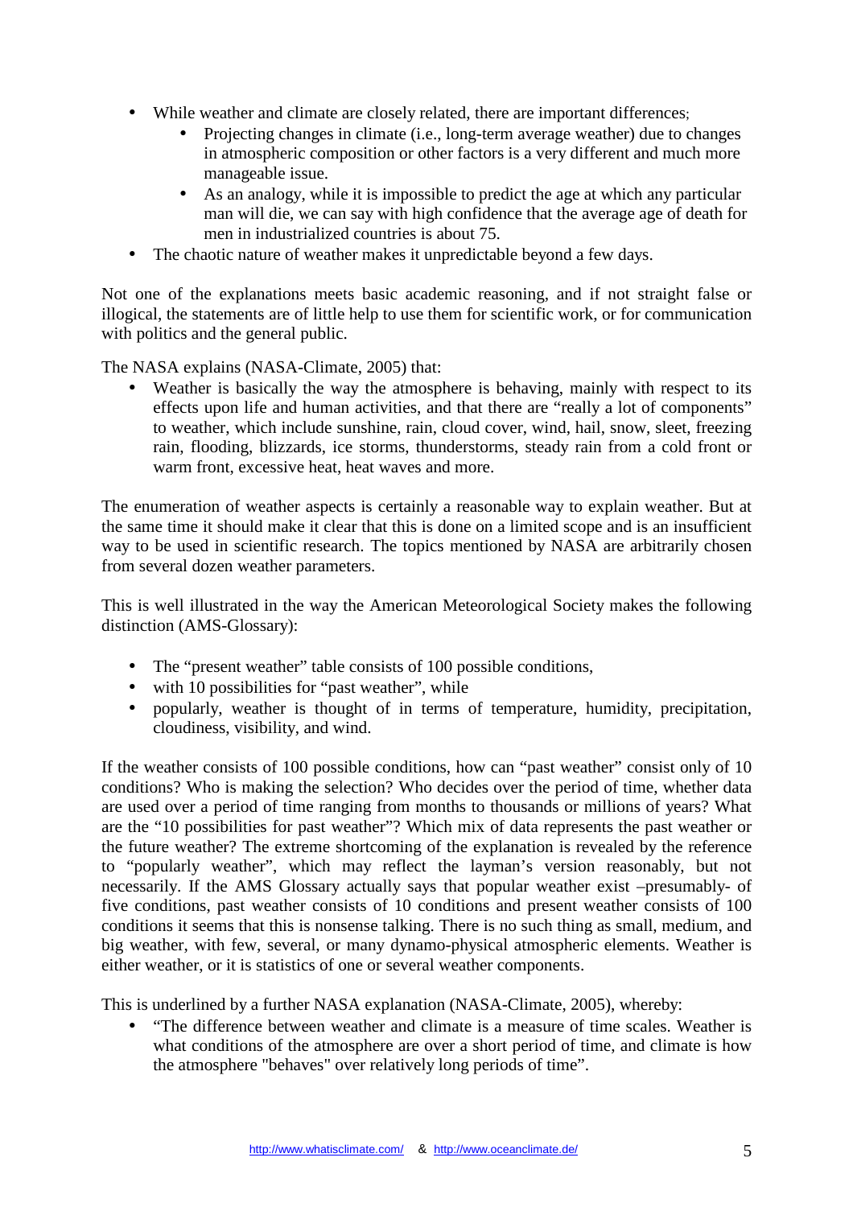- While weather and climate are closely related, there are important differences;
    - Projecting changes in climate (i.e., long-term average weather) due to changes in atmospheric composition or other factors is a very different and much more manageable issue.
    - As an analogy, while it is impossible to predict the age at which any particular man will die, we can say with high confidence that the average age of death for men in industrialized countries is about 75.
- The chaotic nature of weather makes it unpredictable beyond a few days.

Not one of the explanations meets basic academic reasoning, and if not straight false or illogical, the statements are of little help to use them for scientific work, or for communication with politics and the general public.

The NASA explains (NASA-Climate, 2005) that:

- Weather is basically the way the atmosphere is behaving, mainly with respect to its effects upon life and human activities, and that there are "really a lot of components" to weather, which include sunshine, rain, cloud cover, wind, hail, snow, sleet, freezing rain, flooding, blizzards, ice storms, thunderstorms, steady rain from a cold front or warm front, excessive heat, heat waves and more.

The enumeration of weather aspects is certainly a reasonable way to explain weather. But at the same time it should make it clear that this is done on a limited scope and is an insufficient way to be used in scientific research. The topics mentioned by NASA are arbitrarily chosen from several dozen weather parameters.

This is well illustrated in the way the American Meteorological Society makes the following distinction (AMS-Glossary):

- The "present weather" table consists of 100 possible conditions,
- with 10 possibilities for "past weather", while
- popularly, weather is thought of in terms of temperature, humidity, precipitation, cloudiness, visibility, and wind.

If the weather consists of 100 possible conditions, how can "past weather" consist only of 10 conditions? Who is making the selection? Who decides over the period of time, whether data are used over a period of time ranging from months to thousands or millions of years? What are the "10 possibilities for past weather"? Which mix of data represents the past weather or the future weather? The extreme shortcoming of the explanation is revealed by the reference to "popularly weather", which may reflect the layman's version reasonably, but not necessarily. If the AMS Glossary actually says that popular weather exist –presumably- of five conditions, past weather consists of 10 conditions and present weather consists of 100 conditions it seems that this is nonsense talking. There is no such thing as small, medium, and big weather, with few, several, or many dynamo-physical atmospheric elements. Weather is either weather, or it is statistics of one or several weather components.

This is underlined by a further NASA explanation (NASA-Climate, 2005), whereby:

- "The difference between weather and climate is a measure of time scales. Weather is what conditions of the atmosphere are over a short period of time, and climate is how the atmosphere "behaves" over relatively long periods of time".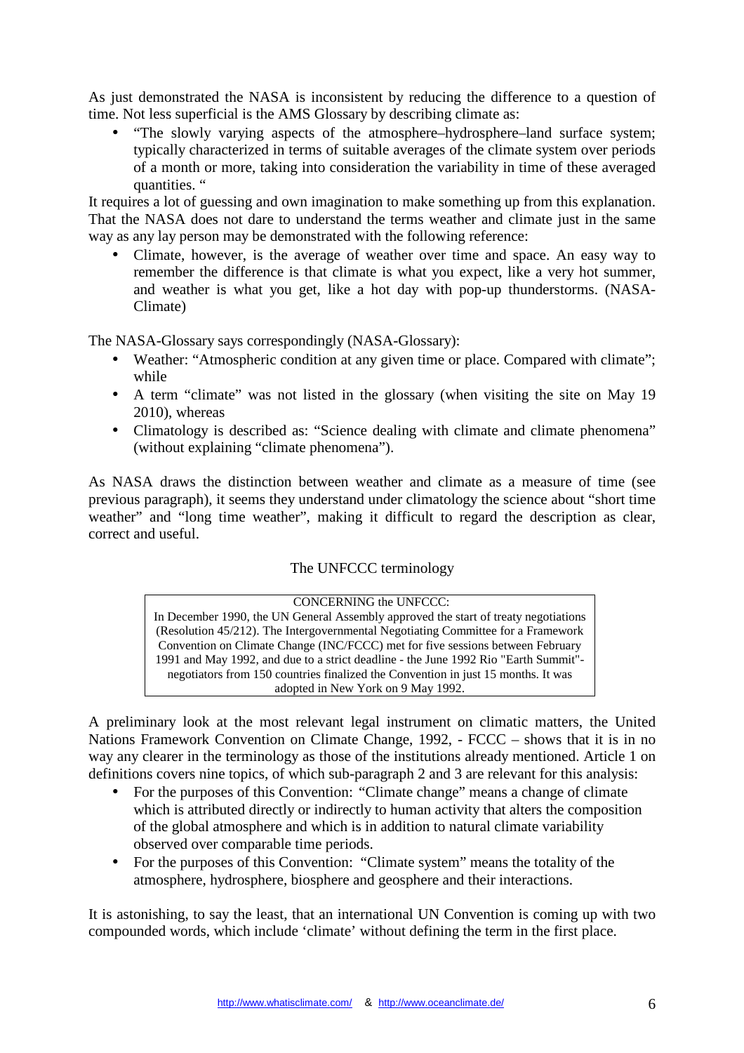As just demonstrated the NASA is inconsistent by reducing the difference to a question of time. Not less superficial is the AMS Glossary by describing climate as:

- "The slowly varying aspects of the atmosphere–hydrosphere–land surface system; typically characterized in terms of suitable averages of the climate system over periods of a month or more, taking into consideration the variability in time of these averaged quantities. "

It requires a lot of guessing and own imagination to make something up from this explanation. That the NASA does not dare to understand the terms weather and climate just in the same way as any lay person may be demonstrated with the following reference:

- Climate, however, is the average of weather over time and space. An easy way to remember the difference is that climate is what you expect, like a very hot summer, and weather is what you get, like a hot day with pop-up thunderstorms. (NASA-Climate)

The NASA-Glossary says correspondingly (NASA-Glossary):

- Weather: "Atmospheric condition at any given time or place. Compared with climate"; while
- A term "climate" was not listed in the glossary (when visiting the site on May 19 2010), whereas
- Climatology is described as: "Science dealing with climate and climate phenomena" (without explaining "climate phenomena").

As NASA draws the distinction between weather and climate as a measure of time (see previous paragraph), it seems they understand under climatology the science about "short time weather" and "long time weather", making it difficult to regard the description as clear, correct and useful.

## The UNFCCC terminology

> CONCERNING the UNFCCC:
> In December 1990, the UN General Assembly approved the start of treaty negotiations (Resolution 45/212). The Intergovernmental Negotiating Committee for a Framework Convention on Climate Change (INC/FCCC) met for five sessions between February 1991 and May 1992, and due to a strict deadline - the June 1992 Rio "Earth Summit"- negotiators from 150 countries finalized the Convention in just 15 months. It was adopted in New York on 9 May 1992.

A preliminary look at the most relevant legal instrument on climatic matters, the United Nations Framework Convention on Climate Change, 1992, - FCCC – shows that it is in no way any clearer in the terminology as those of the institutions already mentioned. Article 1 on definitions covers nine topics, of which sub-paragraph 2 and 3 are relevant for this analysis:

- For the purposes of this Convention: "Climate change" means a change of climate which is attributed directly or indirectly to human activity that alters the composition of the global atmosphere and which is in addition to natural climate variability observed over comparable time periods.
- For the purposes of this Convention: "Climate system" means the totality of the atmosphere, hydrosphere, biosphere and geosphere and their interactions.

It is astonishing, to say the least, that an international UN Convention is coming up with two compounded words, which include 'climate' without defining the term in the first place.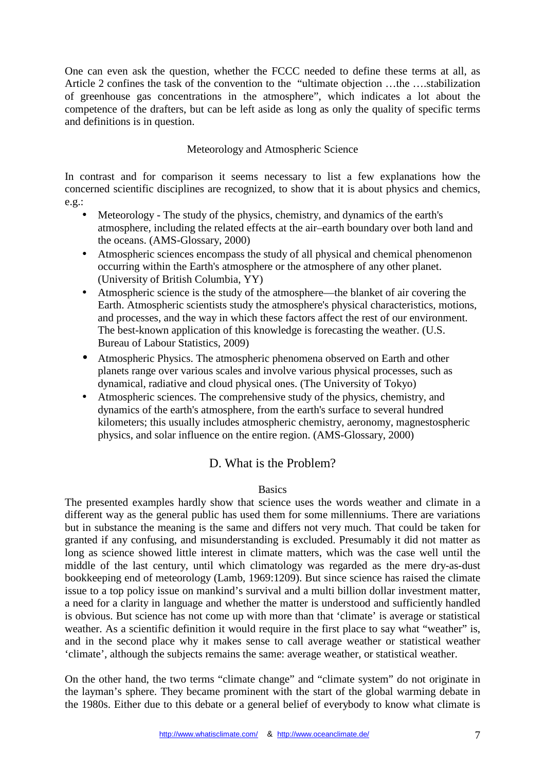One can even ask the question, whether the FCCC needed to define these terms at all, as Article 2 confines the task of the convention to the "ultimate objection …the ….stabilization of greenhouse gas concentrations in the atmosphere", which indicates a lot about the competence of the drafters, but can be left aside as long as only the quality of specific terms and definitions is in question.

### Meteorology and Atmospheric Science

In contrast and for comparison it seems necessary to list a few explanations how the concerned scientific disciplines are recognized, to show that it is about physics and chemics, e.g.:

- Meteorology - The study of the physics, chemistry, and dynamics of the earth's atmosphere, including the related effects at the air–earth boundary over both land and the oceans. (AMS-Glossary, 2000)
- Atmospheric sciences encompass the study of all physical and chemical phenomenon occurring within the Earth's atmosphere or the atmosphere of any other planet. (University of British Columbia, YY)
- Atmospheric science is the study of the atmosphere—the blanket of air covering the Earth. Atmospheric scientists study the atmosphere's physical characteristics, motions, and processes, and the way in which these factors affect the rest of our environment. The best-known application of this knowledge is forecasting the weather. (U.S. Bureau of Labour Statistics, 2009)
- Atmospheric Physics. The atmospheric phenomena observed on Earth and other planets range over various scales and involve various physical processes, such as dynamical, radiative and cloud physical ones. (The University of Tokyo)
- Atmospheric sciences. The comprehensive study of the physics, chemistry, and dynamics of the earth's atmosphere, from the earth's surface to several hundred kilometers; this usually includes atmospheric chemistry, aeronomy, magnestospheric physics, and solar influence on the entire region. (AMS-Glossary, 2000)

## D. What is the Problem?

### Basics

The presented examples hardly show that science uses the words weather and climate in a different way as the general public has used them for some millenniums. There are variations but in substance the meaning is the same and differs not very much. That could be taken for granted if any confusing, and misunderstanding is excluded. Presumably it did not matter as long as science showed little interest in climate matters, which was the case well until the middle of the last century, until which climatology was regarded as the mere dry-as-dust bookkeeping end of meteorology (Lamb, 1969:1209). But since science has raised the climate issue to a top policy issue on mankind's survival and a multi billion dollar investment matter, a need for a clarity in language and whether the matter is understood and sufficiently handled is obvious. But science has not come up with more than that 'climate' is average or statistical weather. As a scientific definition it would require in the first place to say what "weather" is, and in the second place why it makes sense to call average weather or statistical weather 'climate', although the subjects remains the same: average weather, or statistical weather.

On the other hand, the two terms "climate change" and "climate system" do not originate in the layman's sphere. They became prominent with the start of the global warming debate in the 1980s. Either due to this debate or a general belief of everybody to know what climate is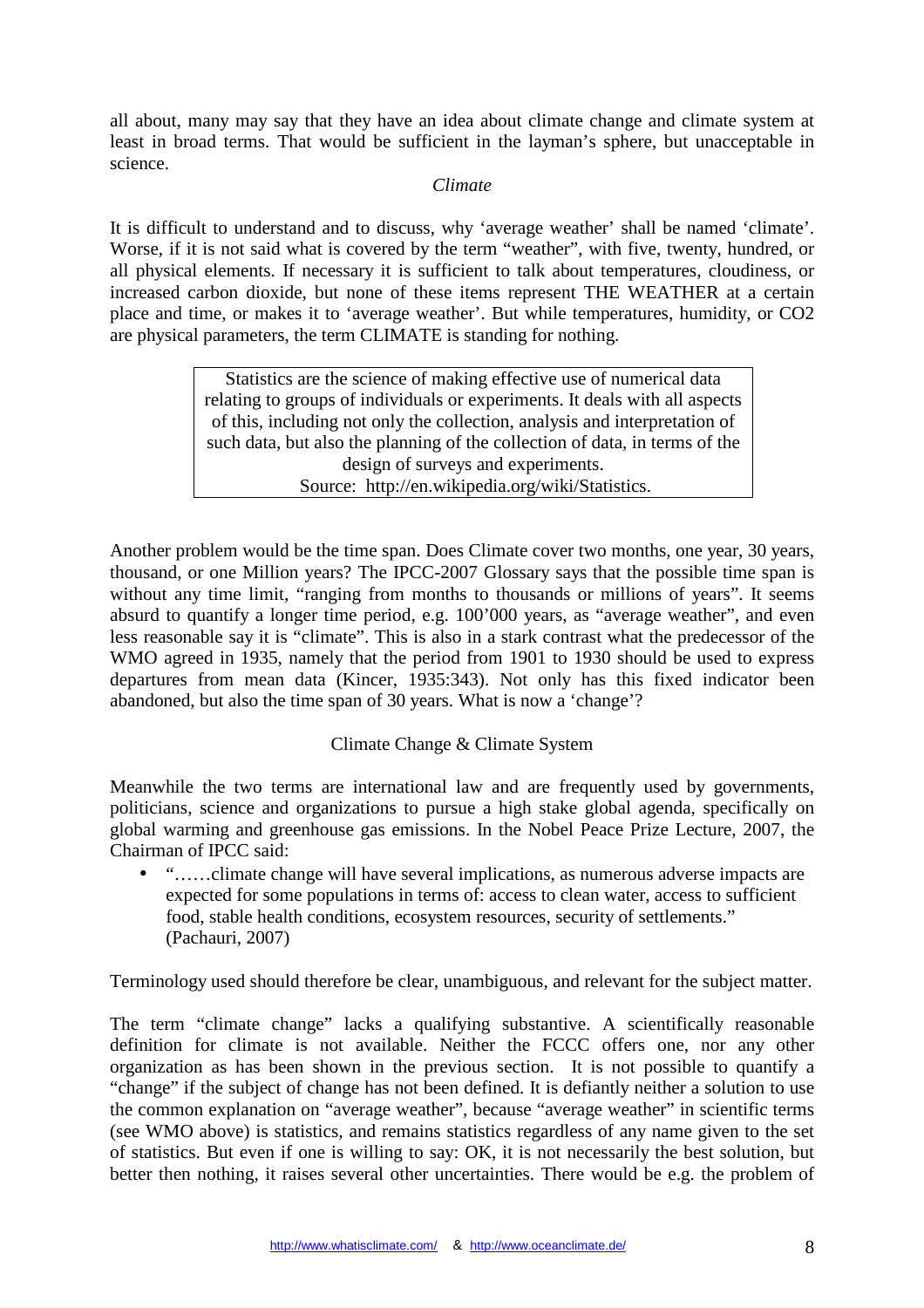all about, many may say that they have an idea about climate change and climate system at least in broad terms. That would be sufficient in the layman's sphere, but unacceptable in science.

### *Climate*

It is difficult to understand and to discuss, why 'average weather' shall be named 'climate'. Worse, if it is not said what is covered by the term "weather", with five, twenty, hundred, or all physical elements. If necessary it is sufficient to talk about temperatures, cloudiness, or increased carbon dioxide, but none of these items represent THE WEATHER at a certain place and time, or makes it to 'average weather'. But while temperatures, humidity, or CO2 are physical parameters, the term CLIMATE is standing for nothing.

> Statistics are the science of making effective use of numerical data relating to groups of individuals or experiments. It deals with all aspects of this, including not only the collection, analysis and interpretation of such data, but also the planning of the collection of data, in terms of the design of surveys and experiments.
> Source: http://en.wikipedia.org/wiki/Statistics.

Another problem would be the time span. Does Climate cover two months, one year, 30 years, thousand, or one Million years? The IPCC-2007 Glossary says that the possible time span is without any time limit, "ranging from months to thousands or millions of years". It seems absurd to quantify a longer time period, e.g. 100'000 years, as "average weather", and even less reasonable say it is "climate". This is also in a stark contrast what the predecessor of the WMO agreed in 1935, namely that the period from 1901 to 1930 should be used to express departures from mean data (Kincer, 1935:343). Not only has this fixed indicator been abandoned, but also the time span of 30 years. What is now a 'change'?

### Climate Change & Climate System

Meanwhile the two terms are international law and are frequently used by governments, politicians, science and organizations to pursue a high stake global agenda, specifically on global warming and greenhouse gas emissions. In the Nobel Peace Prize Lecture, 2007, the Chairman of IPCC said:

- "……climate change will have several implications, as numerous adverse impacts are expected for some populations in terms of: access to clean water, access to sufficient food, stable health conditions, ecosystem resources, security of settlements." (Pachauri, 2007)

Terminology used should therefore be clear, unambiguous, and relevant for the subject matter.

The term "climate change" lacks a qualifying substantive. A scientifically reasonable definition for climate is not available. Neither the FCCC offers one, nor any other organization as has been shown in the previous section. It is not possible to quantify a "change" if the subject of change has not been defined. It is defiantly neither a solution to use the common explanation on "average weather", because "average weather" in scientific terms (see WMO above) is statistics, and remains statistics regardless of any name given to the set of statistics. But even if one is willing to say: OK, it is not necessarily the best solution, but better then nothing, it raises several other uncertainties. There would be e.g. the problem of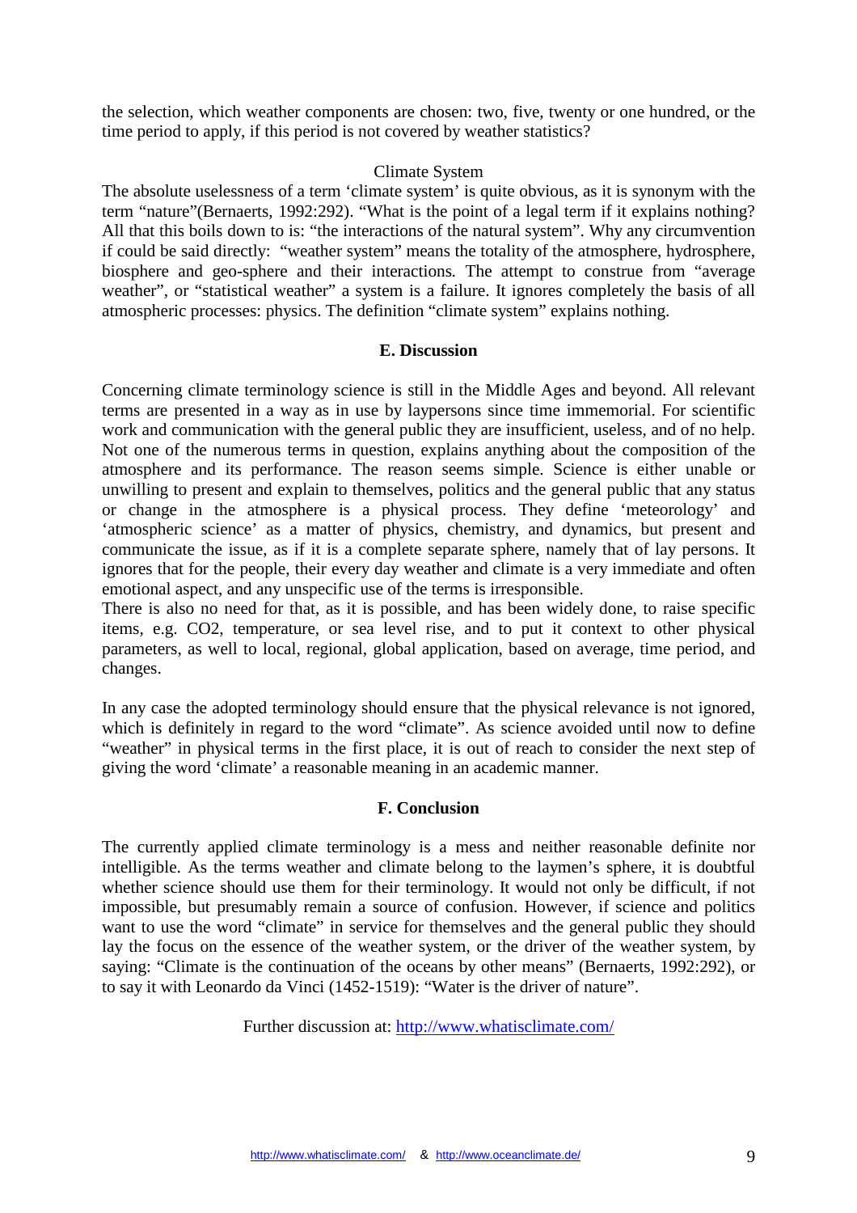the selection, which weather components are chosen: two, five, twenty or one hundred, or the time period to apply, if this period is not covered by weather statistics?

Climate System

The absolute uselessness of a term 'climate system' is quite obvious, as it is synonym with the term "nature"(Bernaerts, 1992:292). "What is the point of a legal term if it explains nothing? All that this boils down to is: "the interactions of the natural system". Why any circumvention if could be said directly: "weather system" means the totality of the atmosphere, hydrosphere, biosphere and geo-sphere and their interactions. The attempt to construe from "average weather", or "statistical weather" a system is a failure. It ignores completely the basis of all atmospheric processes: physics. The definition "climate system" explains nothing.

## E. Discussion

Concerning climate terminology science is still in the Middle Ages and beyond. All relevant terms are presented in a way as in use by laypersons since time immemorial. For scientific work and communication with the general public they are insufficient, useless, and of no help. Not one of the numerous terms in question, explains anything about the composition of the atmosphere and its performance. The reason seems simple. Science is either unable or unwilling to present and explain to themselves, politics and the general public that any status or change in the atmosphere is a physical process. They define 'meteorology' and 'atmospheric science' as a matter of physics, chemistry, and dynamics, but present and communicate the issue, as if it is a complete separate sphere, namely that of lay persons. It ignores that for the people, their every day weather and climate is a very immediate and often emotional aspect, and any unspecific use of the terms is irresponsible.
There is also no need for that, as it is possible, and has been widely done, to raise specific items, e.g. $CO_2$, temperature, or sea level rise, and to put it context to other physical parameters, as well to local, regional, global application, based on average, time period, and changes.

In any case the adopted terminology should ensure that the physical relevance is not ignored, which is definitely in regard to the word "climate". As science avoided until now to define "weather" in physical terms in the first place, it is out of reach to consider the next step of giving the word 'climate' a reasonable meaning in an academic manner.

## F. Conclusion

The currently applied climate terminology is a mess and neither reasonable definite nor intelligible. As the terms weather and climate belong to the laymen's sphere, it is doubtful whether science should use them for their terminology. It would not only be difficult, if not impossible, but presumably remain a source of confusion. However, if science and politics want to use the word "climate" in service for themselves and the general public they should lay the focus on the essence of the weather system, or the driver of the weather system, by saying: "Climate is the continuation of the oceans by other means" (Bernaerts, 1992:292), or to say it with Leonardo da Vinci (1452-1519): "Water is the driver of nature".

Further discussion at: http://www.whatisclimate.com/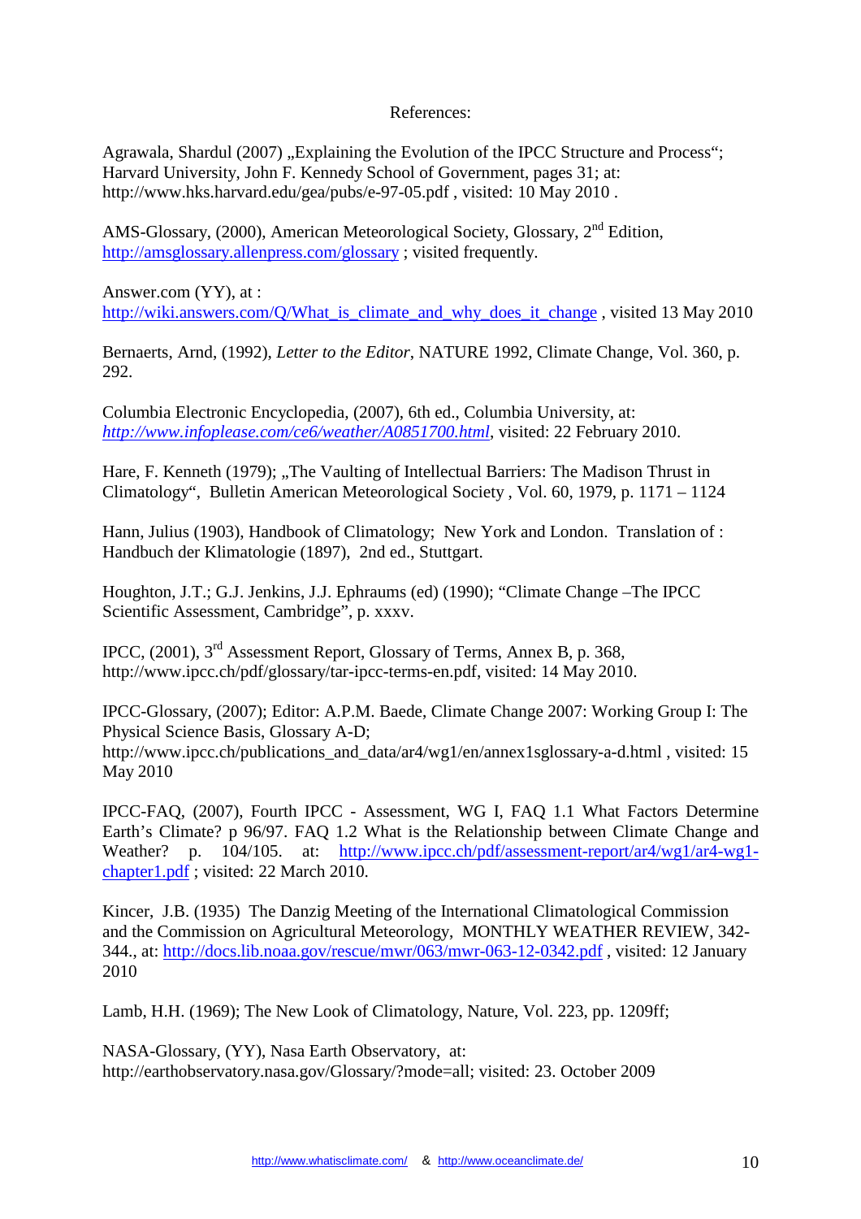References:

Agrawala, Shardul (2007) „Explaining the Evolution of the IPCC Structure and Process"; Harvard University, John F. Kennedy School of Government, pages 31; at: http://www.hks.harvard.edu/gea/pubs/e-97-05.pdf , visited: 10 May 2010 .

AMS-Glossary, (2000), American Meteorological Society, Glossary, 2nd Edition, http://amsglossary.allenpress.com/glossary ; visited frequently.

Answer.com (YY), at : http://wiki.answers.com/Q/What_is_climate_and_why_does_it_change , visited 13 May 2010

Bernaerts, Arnd, (1992), *Letter to the Editor*, NATURE 1992, Climate Change, Vol. 360, p. 292.

Columbia Electronic Encyclopedia, (2007), 6th ed., Columbia University, at: *http://www.infoplease.com/ce6/weather/A0851700.html*, visited: 22 February 2010.

Hare, F. Kenneth (1979); „The Vaulting of Intellectual Barriers: The Madison Thrust in Climatology", Bulletin American Meteorological Society , Vol. 60, 1979, p. 1171 – 1124

Hann, Julius (1903), Handbook of Climatology; New York and London. Translation of : Handbuch der Klimatologie (1897), 2nd ed., Stuttgart.

Houghton, J.T.; G.J. Jenkins, J.J. Ephraums (ed) (1990); "Climate Change –The IPCC Scientific Assessment, Cambridge", p. xxxv.

IPCC, (2001), 3rd Assessment Report, Glossary of Terms, Annex B, p. 368, http://www.ipcc.ch/pdf/glossary/tar-ipcc-terms-en.pdf, visited: 14 May 2010.

IPCC-Glossary, (2007); Editor: A.P.M. Baede, Climate Change 2007: Working Group I: The Physical Science Basis, Glossary A-D; http://www.ipcc.ch/publications_and_data/ar4/wg1/en/annex1sglossary-a-d.html , visited: 15 May 2010

IPCC-FAQ, (2007), Fourth IPCC - Assessment, WG I, FAQ 1.1 What Factors Determine Earth's Climate? p 96/97. FAQ 1.2 What is the Relationship between Climate Change and Weather? p. 104/105. at: http://www.ipcc.ch/pdf/assessment-report/ar4/wg1/ar4-wg1-chapter1.pdf ; visited: 22 March 2010.

Kincer, J.B. (1935) The Danzig Meeting of the International Climatological Commission and the Commission on Agricultural Meteorology, MONTHLY WEATHER REVIEW, 342-344., at: http://docs.lib.noaa.gov/rescue/mwr/063/mwr-063-12-0342.pdf , visited: 12 January 2010

Lamb, H.H. (1969); The New Look of Climatology, Nature, Vol. 223, pp. 1209ff;

NASA-Glossary, (YY), Nasa Earth Observatory, at: http://earthobservatory.nasa.gov/Glossary/?mode=all; visited: 23. October 2009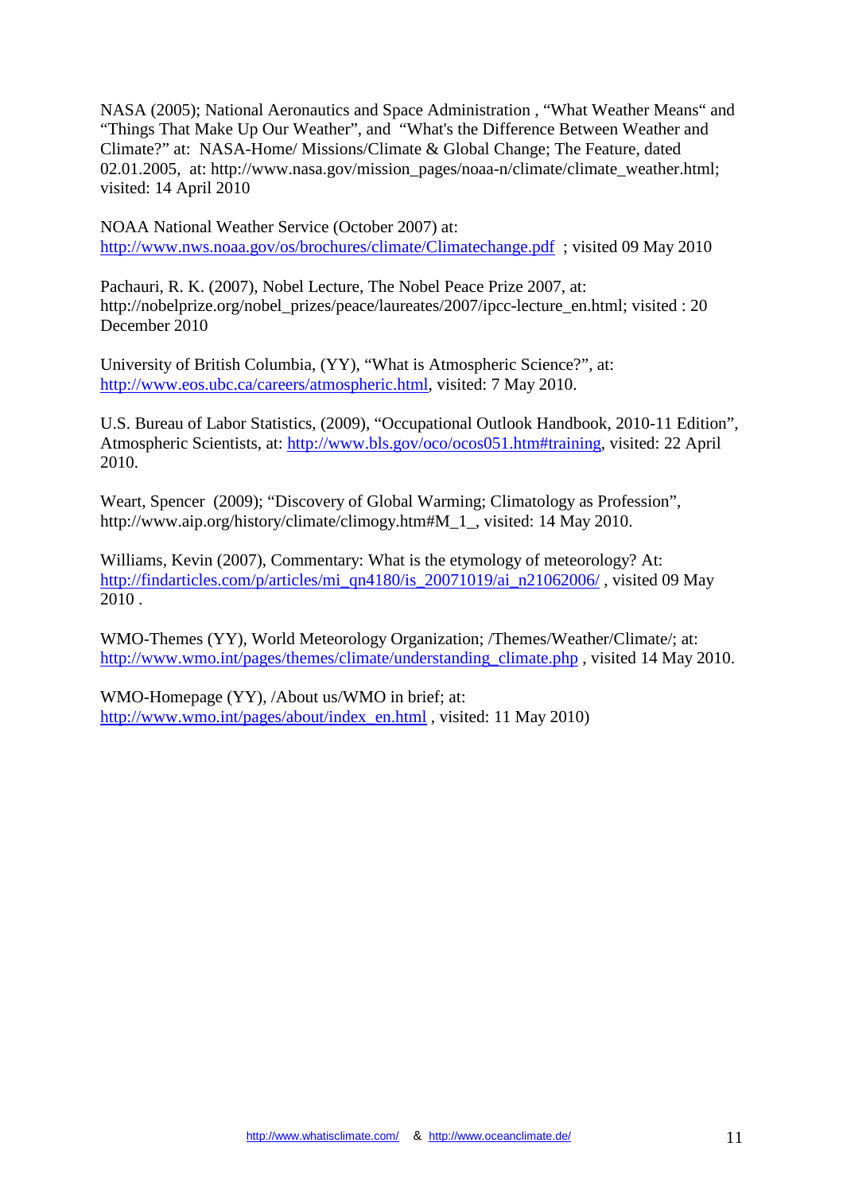NASA (2005); National Aeronautics and Space Administration , "What Weather Means" and "Things That Make Up Our Weather", and "What's the Difference Between Weather and Climate?" at: NASA-Home/ Missions/Climate & Global Change; The Feature, dated 02.01.2005, at: http://www.nasa.gov/mission_pages/noaa-n/climate/climate_weather.html; visited: 14 April 2010

NOAA National Weather Service (October 2007) at: http://www.nws.noaa.gov/os/brochures/climate/Climatechange.pdf ; visited 09 May 2010

Pachauri, R. K. (2007), Nobel Lecture, The Nobel Peace Prize 2007, at: http://nobelprize.org/nobel_prizes/peace/laureates/2007/ipcc-lecture_en.html; visited : 20 December 2010

University of British Columbia, (YY), "What is Atmospheric Science?", at: http://www.eos.ubc.ca/careers/atmospheric.html, visited: 7 May 2010.

U.S. Bureau of Labor Statistics, (2009), "Occupational Outlook Handbook, 2010-11 Edition", Atmospheric Scientists, at: http://www.bls.gov/oco/ocos051.htm#training, visited: 22 April 2010.

Weart, Spencer (2009); "Discovery of Global Warming; Climatology as Profession", http://www.aip.org/history/climate/climogy.htm#M_1_, visited: 14 May 2010.

Williams, Kevin (2007), Commentary: What is the etymology of meteorology? At: http://findarticles.com/p/articles/mi_qn4180/is_20071019/ai_n21062006/ , visited 09 May 2010 .

WMO-Themes (YY), World Meteorology Organization; /Themes/Weather/Climate/; at: http://www.wmo.int/pages/themes/climate/understanding_climate.php , visited 14 May 2010.

WMO-Homepage (YY), /About us/WMO in brief; at: http://www.wmo.int/pages/about/index_en.html , visited: 11 May 2010)